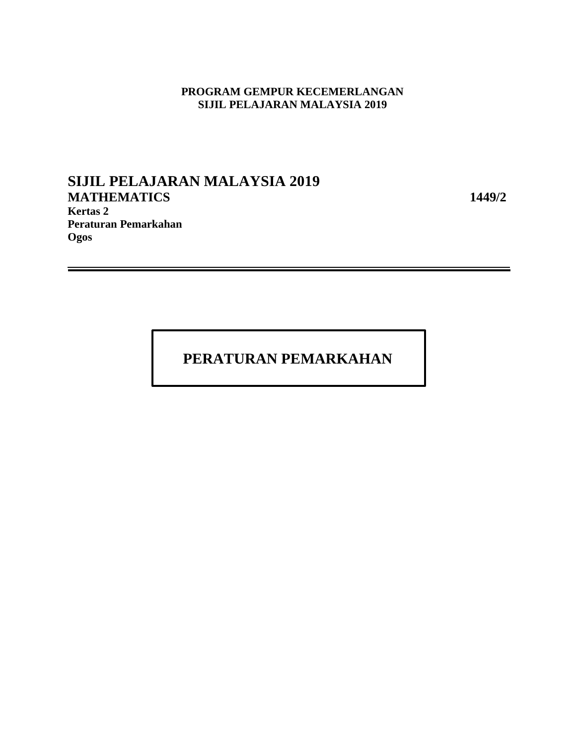**PROGRAM GEMPUR KECEMERLANGAN**
**SIJIL PELAJARAN MALAYSIA 2019**

# SIJIL PELAJARAN MALAYSIA 2019

**MATHEMATICS** **1449/2**

**Kertas 2**
**Peraturan Pemarkahan**
**Ogos**

---

## PERATURAN PEMARKAHAN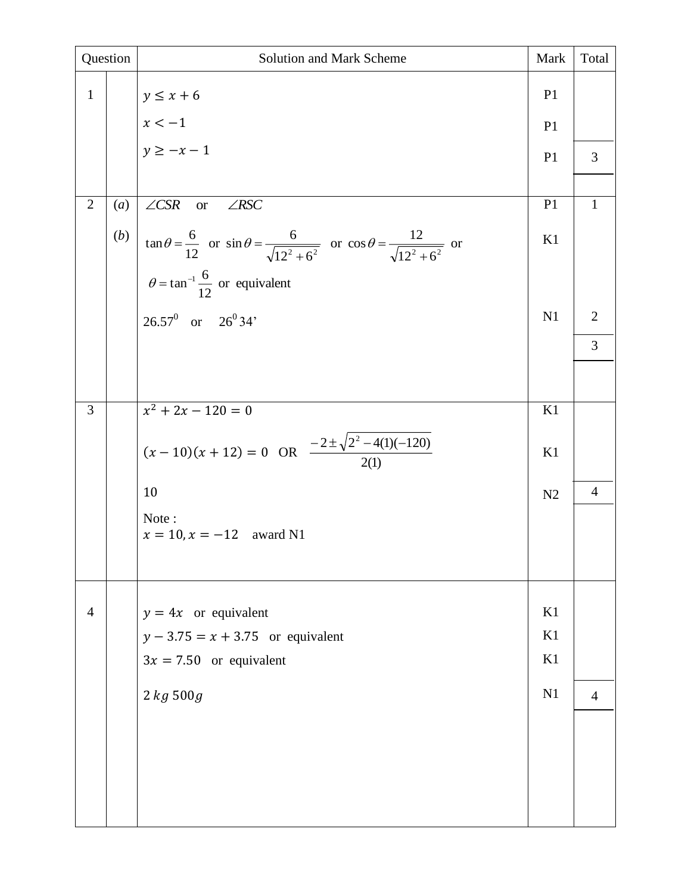| Question | | Solution and Mark Scheme | Mark | Total |
|---|---|---|---|---|
| 1 | | $y \leq x + 6$ | P1 | |
| | | $x < -1$ | P1 | |
| | | $y \geq -x - 1$ | P1 | 3 |
| 2 | (*a*) | $\angle CSR$ or $\angle RSC$ | P1 | 1 |
| | (*b*) | $\tan\theta = \frac{6}{12}$ or $\sin\theta = \frac{6}{\sqrt{12^2 + 6^2}}$ or $\cos\theta = \frac{12}{\sqrt{12^2 + 6^2}}$ or | K1 | |
| | | $\theta = \tan^{-1}\frac{6}{12}$ or equivalent | | |
| | | $26.57^0$ or $26^0\,34'$ | N1 | 2 |
| | | | | 3 |
| 3 | | $x^2 + 2x - 120 = 0$ | K1 | |
| | | $(x - 10)(x + 12) = 0$ OR $\frac{-2 \pm \sqrt{2^2 - 4(1)(-120)}}{2(1)}$ | K1 | |
| | | 10 | N2 | 4 |
| | | Note : $x = 10, x = -12$ award N1 | | |
| 4 | | $y = 4x$ or equivalent | K1 | |
| | | $y - 3.75 = x + 3.75$ or equivalent | K1 | |
| | | $3x = 7.50$ or equivalent | K1 | |
| | | $2\ kg\ 500g$ | N1 | 4 |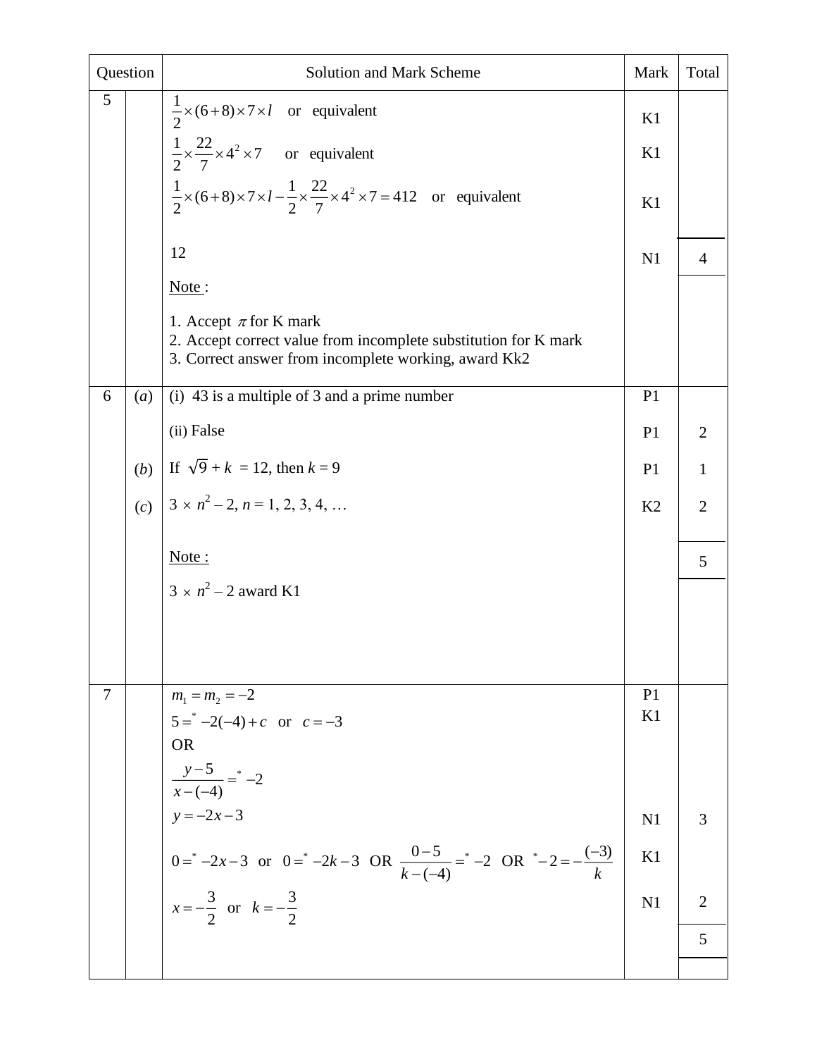| Question | | Solution and Mark Scheme | Mark | Total |
|---|---|---|---|---|
| 5 | | $\frac{1}{2}\times(6+8)\times7\times l$ or equivalent | K1 | |
| | | $\frac{1}{2}\times\frac{22}{7}\times4^2\times7$ or equivalent | K1 | |
| | | $\frac{1}{2}\times(6+8)\times7\times l-\frac{1}{2}\times\frac{22}{7}\times4^2\times7=412$ or equivalent | K1 | |
| | | 12 | N1 | 4 |
| | | Note :<br>1. Accept $\pi$ for K mark<br>2. Accept correct value from incomplete substitution for K mark<br>3. Correct answer from incomplete working, award Kk2 | | |
| 6 | (*a*) | (i) 43 is a multiple of 3 and a prime number | P1 | |
| | | (ii) False | P1 | 2 |
| | (*b*) | If $\sqrt{9}+k=12$, then $k=9$ | P1 | 1 |
| | (*c*) | $3\times n^2-2,\ n=1,2,3,4,\ldots$ | K2 | 2 |
| | | Note :<br>$3\times n^2-2$ award K1 | | 5 |
| 7 | | $m_1=m_2=-2$ | P1 | |
| | | $5=^{*}-2(-4)+c$ or $c=-3$<br>OR<br>$\frac{y-5}{x-(-4)}=^{*}-2$ | K1 | |
| | | $y=-2x-3$ | N1 | 3 |
| | | $0=^{*}-2x-3$ or $0=^{*}-2k-3$ OR $\frac{0-5}{k-(-4)}=^{*}-2$ OR $^{*}-2=-\frac{(-3)}{k}$ | K1 | |
| | | $x=-\frac{3}{2}$ or $k=-\frac{3}{2}$ | N1 | 2 |
| | | | | 5 |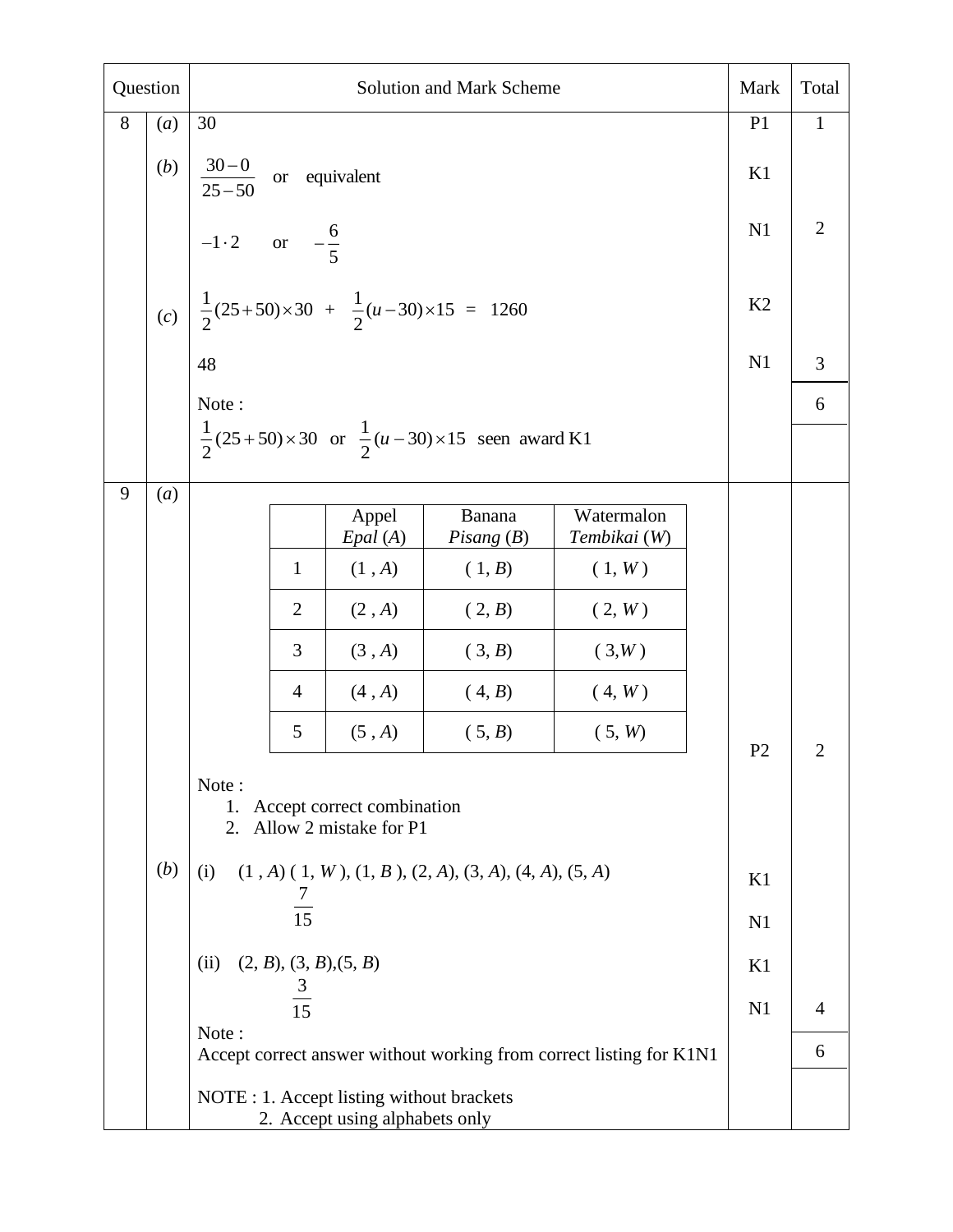| Question | | Solution and Mark Scheme | Mark | Total |
|---|---|---|---|---|
| 8 | (*a*) | 30 | P1 | 1 |
| | (*b*) | $\dfrac{30-0}{25-50}$ or equivalent | K1 | |
| | | $-1\cdot 2$ or $-\dfrac{6}{5}$ | N1 | 2 |
| | (*c*) | $\dfrac{1}{2}(25+50)\times 30 + \dfrac{1}{2}(u-30)\times 15 = 1260$ | K2 | |
| | | 48 | N1 | 3 |
| | | Note : | | 6 |
| | | $\dfrac{1}{2}(25+50)\times 30$ or $\dfrac{1}{2}(u-30)\times 15$ seen award K1 | | |
| 9 | (*a*) | (table below) | P2 | 2 |
| | | Note : 1. Accept correct combination 2. Allow 2 mistake for P1 | | |
| | (*b*) | (i) (1 , *A*) ( 1, *W* ), (1, *B* ), (2, *A*), (3, *A*), (4, *A*), (5, *A*) | K1 | |
| | | $\dfrac{7}{15}$ | N1 | |
| | | (ii) (2, *B*), (3, *B*),(5, *B*) | K1 | |
| | | $\dfrac{3}{15}$ | N1 | 4 |
| | | Note : Accept correct answer without working from correct listing for K1N1 | | 6 |
| | | NOTE : 1. Accept listing without brackets 2. Accept using alphabets only | | |

Table for 9(*a*):

| | Appel *Epal* (*A*) | Banana *Pisang* (*B*) | Watermalon *Tembikai* (*W*) |
|---|---|---|---|
| 1 | (1 , *A*) | ( 1, *B*) | ( 1, *W* ) |
| 2 | (2 , *A*) | ( 2, *B*) | ( 2, *W* ) |
| 3 | (3 , *A*) | ( 3, *B*) | ( 3,*W* ) |
| 4 | (4 , *A*) | ( 4, *B*) | ( 4, *W* ) |
| 5 | (5 , *A*) | ( 5, *B*) | ( 5, *W*) |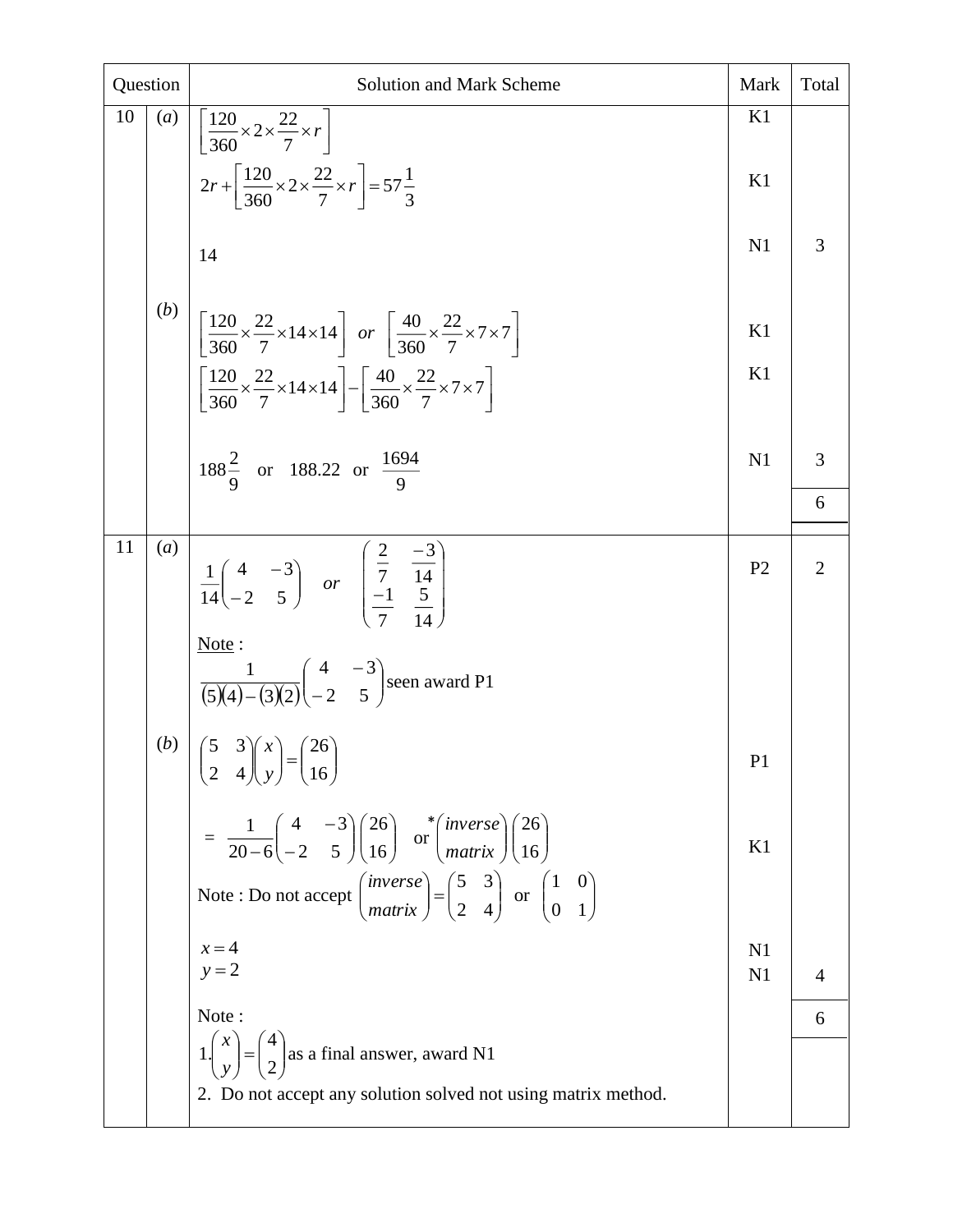| Question | | Solution and Mark Scheme | Mark | Total |
|---|---|---|---|---|
| 10 | (*a*) | $\left[\frac{120}{360}\times 2\times\frac{22}{7}\times r\right]$ | K1 | |
| | | $2r+\left[\frac{120}{360}\times 2\times\frac{22}{7}\times r\right]=57\frac{1}{3}$ | K1 | |
| | | 14 | N1 | 3 |
| | (*b*) | $\left[\frac{120}{360}\times\frac{22}{7}\times 14\times 14\right]$ *or* $\left[\frac{40}{360}\times\frac{22}{7}\times 7\times 7\right]$ | K1 | |
| | | $\left[\frac{120}{360}\times\frac{22}{7}\times 14\times 14\right]-\left[\frac{40}{360}\times\frac{22}{7}\times 7\times 7\right]$ | K1 | |
| | | $188\frac{2}{9}$ or $188.22$ or $\frac{1694}{9}$ | N1 | 3 |
| | | | | 6 |
| 11 | (*a*) | $\frac{1}{14}\begin{pmatrix}4 & -3\\ -2 & 5\end{pmatrix}$ *or* $\begin{pmatrix}\frac{2}{7} & \frac{-3}{14}\\ \frac{-1}{7} & \frac{5}{14}\end{pmatrix}$ | P2 | 2 |
| | | Note : $\frac{1}{(5)(4)-(3)(2)}\begin{pmatrix}4 & -3\\ -2 & 5\end{pmatrix}$ seen award P1 | | |
| | (*b*) | $\begin{pmatrix}5 & 3\\ 2 & 4\end{pmatrix}\begin{pmatrix}x\\ y\end{pmatrix}=\begin{pmatrix}26\\ 16\end{pmatrix}$ | P1 | |
| | | $=\frac{1}{20-6}\begin{pmatrix}4 & -3\\ -2 & 5\end{pmatrix}\begin{pmatrix}26\\ 16\end{pmatrix}$ or $^{*}\begin{pmatrix}inverse\\ matrix\end{pmatrix}\begin{pmatrix}26\\ 16\end{pmatrix}$ | K1 | |
| | | Note : Do not accept $\begin{pmatrix}inverse\\ matrix\end{pmatrix}=\begin{pmatrix}5 & 3\\ 2 & 4\end{pmatrix}$ or $\begin{pmatrix}1 & 0\\ 0 & 1\end{pmatrix}$ | | |
| | | $x=4$ | N1 | |
| | | $y=2$ | N1 | 4 |
| | | Note : 1. $\begin{pmatrix}x\\ y\end{pmatrix}=\begin{pmatrix}4\\ 2\end{pmatrix}$ as a final answer, award N1 | | 6 |
| | | 2. Do not accept any solution solved not using matrix method. | | |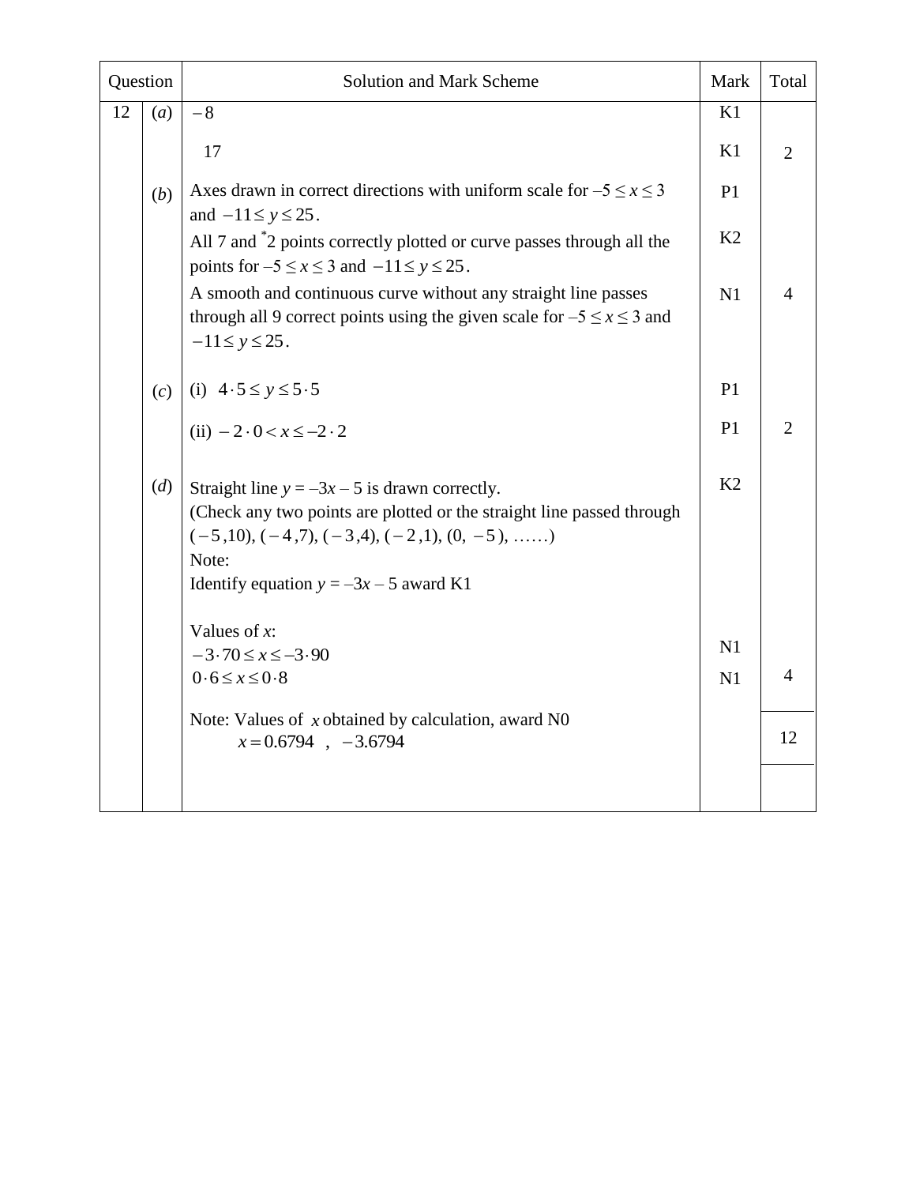| Question | | Solution and Mark Scheme | Mark | Total |
|---|---|---|---|---|
| 12 | (*a*) | $-8$ | K1 | |
| | | 17 | K1 | 2 |
| | (*b*) | Axes drawn in correct directions with uniform scale for $-5 \leq x \leq 3$ and $-11 \leq y \leq 25$. | P1 | |
| | | All 7 and *2 points correctly plotted or curve passes through all the points for $-5 \leq x \leq 3$ and $-11 \leq y \leq 25$. | K2 | |
| | | A smooth and continuous curve without any straight line passes through all 9 correct points using the given scale for $-5 \leq x \leq 3$ and $-11 \leq y \leq 25$. | N1 | 4 |
| | (*c*) | (i) $4 \cdot 5 \leq y \leq 5 \cdot 5$ | P1 | |
| | | (ii) $-2 \cdot 0 < x \leq -2 \cdot 2$ | P1 | 2 |
| | (*d*) | Straight line $y = -3x - 5$ is drawn correctly.<br>(Check any two points are plotted or the straight line passed through $(-5, 10)$, $(-4, 7)$, $(-3, 4)$, $(-2, 1)$, $(0, -5)$, ……)<br>Note:<br>Identify equation $y = -3x - 5$ award K1 | K2 | |
| | | Values of $x$:<br>$-3 \cdot 70 \leq x \leq -3 \cdot 90$<br>$0 \cdot 6 \leq x \leq 0 \cdot 8$ | N1<br>N1 | 4 |
| | | Note: Values of $x$ obtained by calculation, award N0<br>$x = 0.6794$ , $-3.6794$ | | 12 |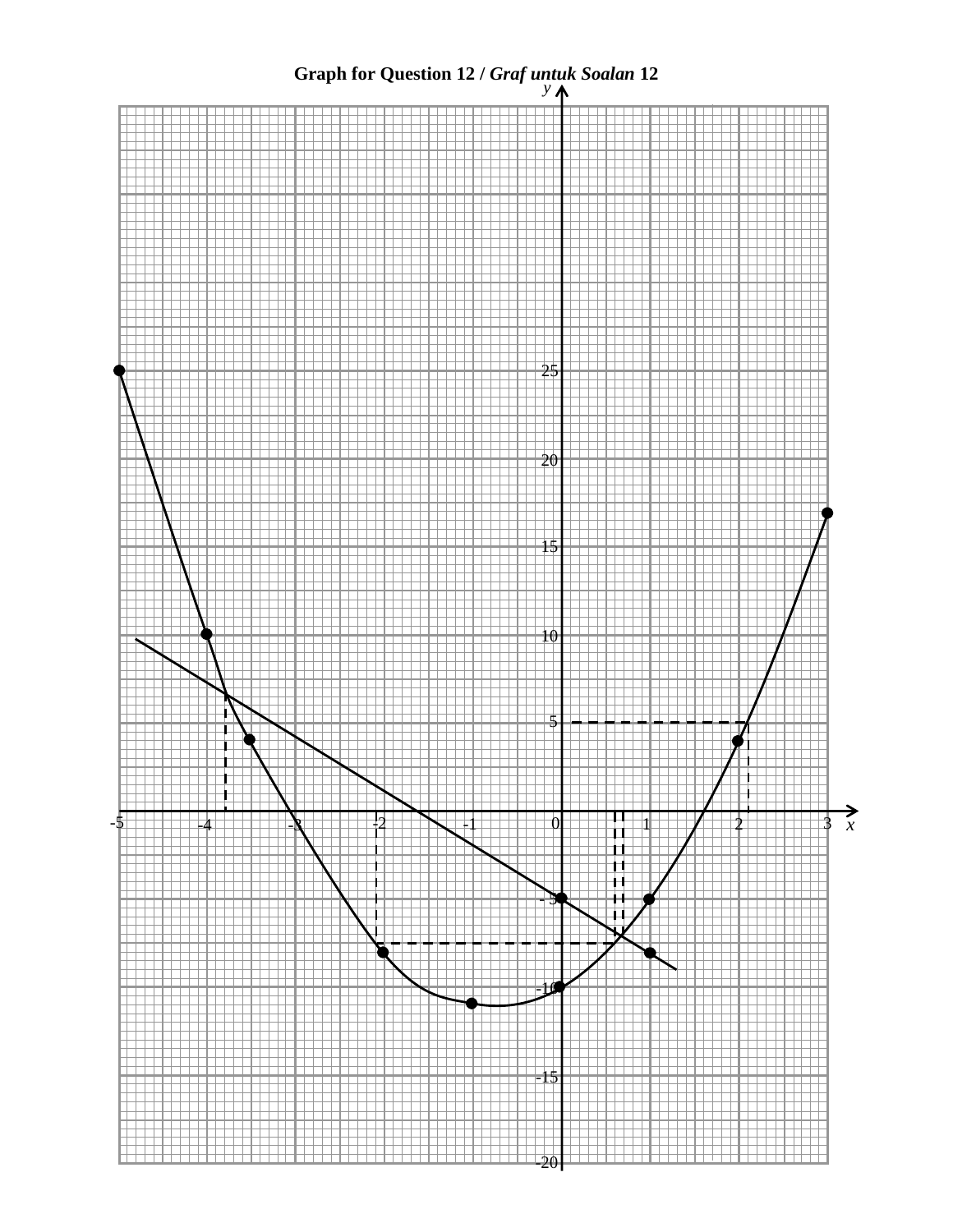**Graph for Question 12 / *Graf untuk Soalan* 12**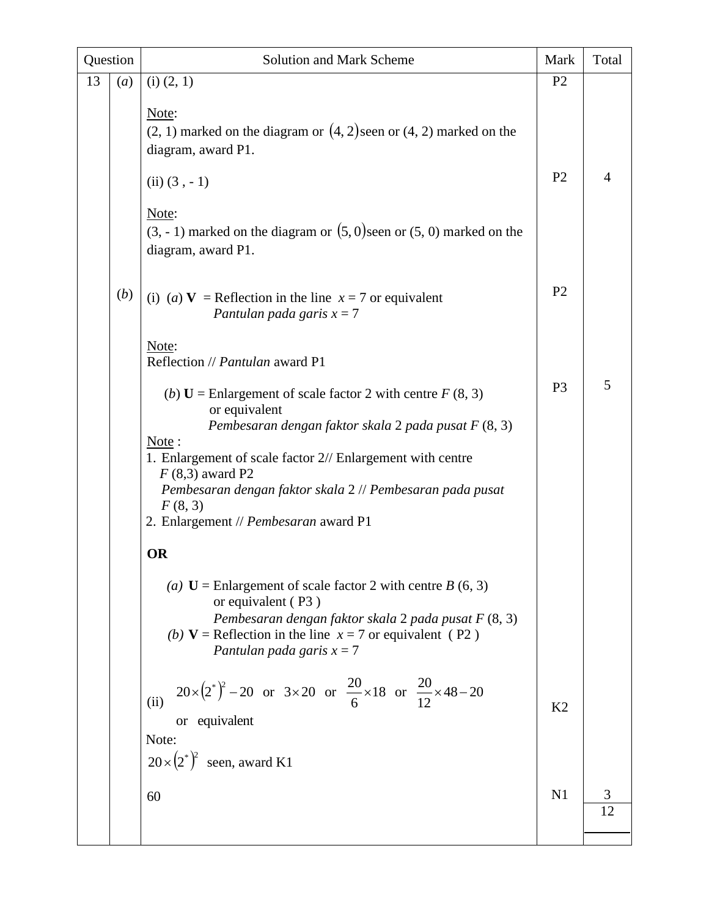| Question | | Solution and Mark Scheme | Mark | Total |
| --- | --- | --- | --- | --- |
| 13 | (*a*) | (i) (2, 1)<br><br><u>Note</u>:<br>(2, 1) marked on the diagram or $(4, 2)$ seen or (4, 2) marked on the diagram, award P1. | P2 | |
| | | (ii) (3 , - 1)<br><br><u>Note</u>:<br>(3, - 1) marked on the diagram or $(5, 0)$ seen or (5, 0) marked on the diagram, award P1. | P2 | 4 |
| | (*b*) | (i) (*a*) **V** = Reflection in the line $x = 7$ or equivalent<br>*Pantulan pada garis* $x = 7$<br><br><u>Note</u>:<br>Reflection // *Pantulan* award P1 | P2 | |
| | | (*b*) **U** = Enlargement of scale factor 2 with centre *F* (8, 3) or equivalent<br>*Pembesaran dengan faktor skala* 2 *pada pusat F* (8, 3)<br><u>Note</u> :<br>1. Enlargement of scale factor 2// Enlargement with centre *F* (8,3) award P2<br>*Pembesaran dengan faktor skala* 2 // *Pembesaran pada pusat F* (8, 3)<br>2. Enlargement // *Pembesaran* award P1<br><br>**OR**<br><br>(*a*) **U** = Enlargement of scale factor 2 with centre *B* (6, 3) or equivalent ( P3 )<br>*Pembesaran dengan faktor skala* 2 *pada pusat F* (8, 3)<br>(*b*) **V** = Reflection in the line $x = 7$ or equivalent ( P2 )<br>*Pantulan pada garis* $x = 7$ | P3 | 5 |
| | | (ii) $20\times\left(2^{*}\right)^{2}-20$ or $3\times 20$ or $\frac{20}{6}\times 18$ or $\frac{20}{12}\times 48-20$ or equivalent<br>Note:<br>$20\times\left(2^{*}\right)^{2}$ seen, award K1 | K2 | |
| | | 60 | N1 | 3 |
| | | | | 12 |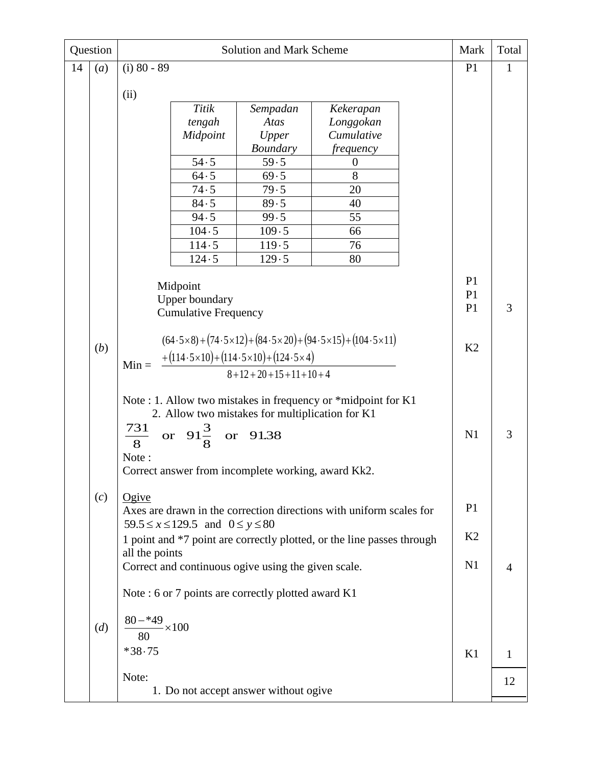| Question | | Solution and Mark Scheme | Mark | Total |
|---|---|---|---|---|
| 14 | (*a*) | (i) 80 - 89 | P1 | 1 |
| | | (ii) see table below; Midpoint, Upper boundary, Cumulative Frequency | P1<br>P1<br>P1 | 3 |
| | (*b*) | Min = $\dfrac{(64\cdot5\times8)+(74\cdot5\times12)+(84\cdot5\times20)+(94\cdot5\times15)+(104\cdot5\times11)+(114\cdot5\times10)+(114\cdot5\times10)+(124\cdot5\times4)}{8+12+20+15+11+10+4}$ | K2 | |
| | | Note : 1. Allow two mistakes in frequency or *midpoint for K1<br>2. Allow two mistakes for multiplication for K1 | | |
| | | $\dfrac{731}{8}$ or $91\dfrac{3}{8}$ or $91.38$ | N1 | 3 |
| | | Note :<br>Correct answer from incomplete working, award Kk2. | | |
| | (*c*) | Ogive<br>Axes are drawn in the correction directions with uniform scales for $59.5 \le x \le 129.5$ and $0 \le y \le 80$ | P1 | |
| | | 1 point and *7 point are correctly plotted, or the line passes through all the points | K2 | |
| | | Correct and continuous ogive using the given scale. | N1 | 4 |
| | | Note : 6 or 7 points are correctly plotted award K1 | | |
| | (*d*) | $\dfrac{80-{*}49}{80}\times100$<br>$*38\cdot75$ | K1 | 1 |
| | | Note:<br>1. Do not accept answer without ogive | | 12 |

Table for (a)(ii):

| *Titik tengah Midpoint* | *Sempadan Atas Upper Boundary* | *Kekerapan Longgokan Cumulative frequency* |
|---|---|---|
| $54\cdot5$ | $59\cdot5$ | 0 |
| $64\cdot5$ | $69\cdot5$ | 8 |
| $74\cdot5$ | $79\cdot5$ | 20 |
| $84\cdot5$ | $89\cdot5$ | 40 |
| $94\cdot5$ | $99\cdot5$ | 55 |
| $104\cdot5$ | $109\cdot5$ | 66 |
| $114\cdot5$ | $119\cdot5$ | 76 |
| $124\cdot5$ | $129\cdot5$ | 80 |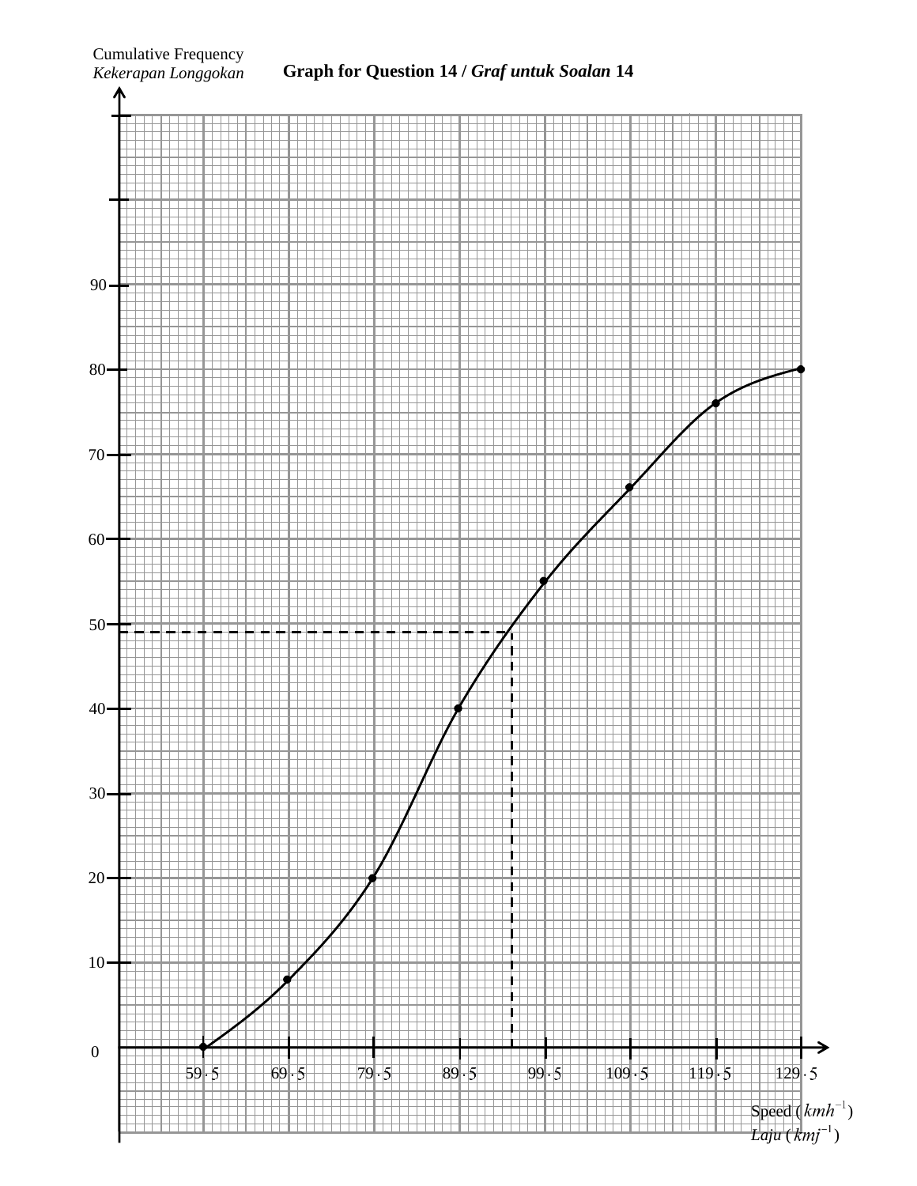**Graph for Question 14 / *Graf untuk Soalan* 14**

Cumulative Frequency
*Kekerapan Longgokan*

Speed ($kmh^{-1}$)
*Laju* ($kmj^{-1}$)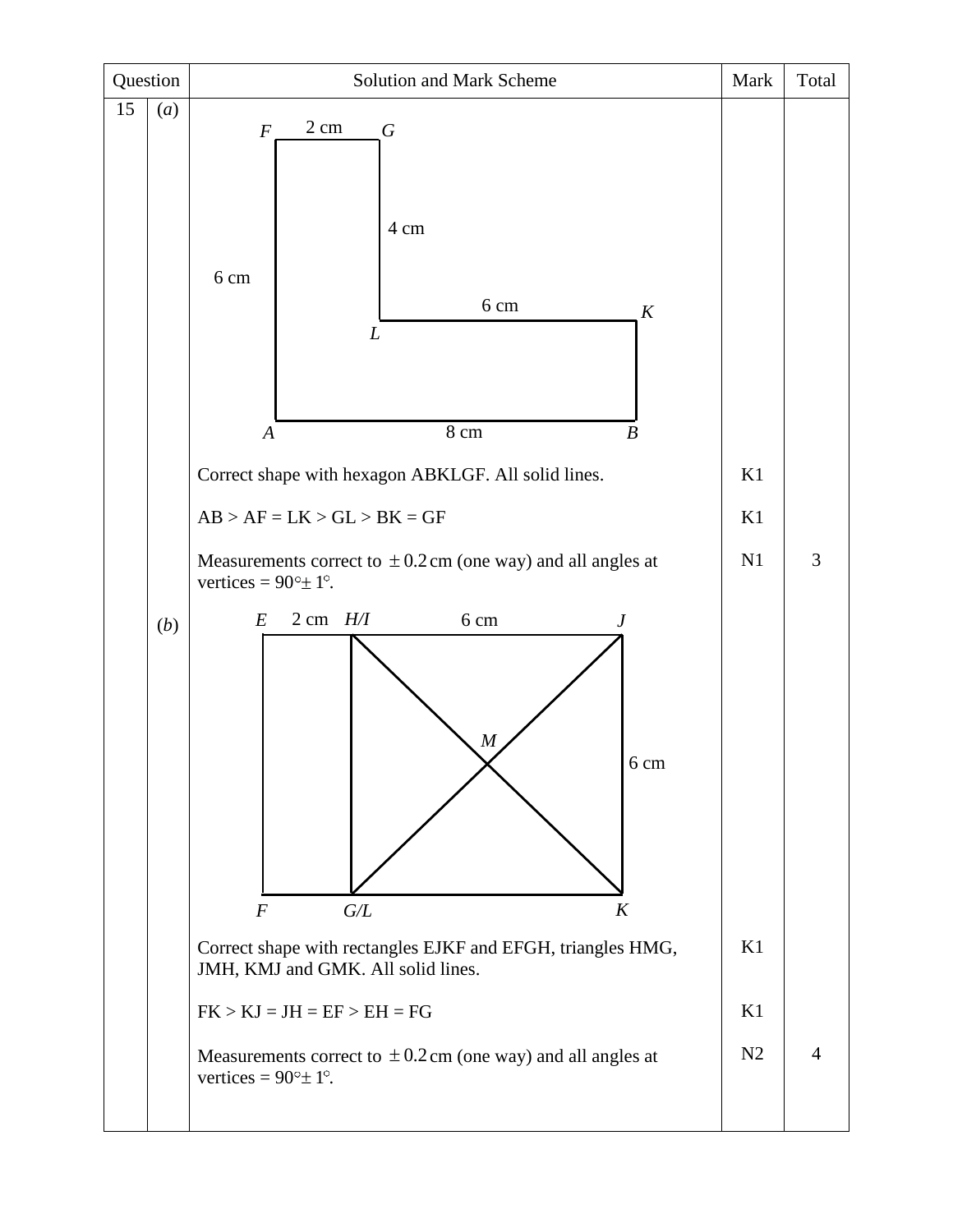| Question | | Solution and Mark Scheme | Mark | Total |
|---|---|---|---|---|
| 15 | (*a*) | F 2 cm G; 4 cm; 6 cm; 6 cm K; L; A 8 cm B | | |
| | | Correct shape with hexagon ABKLGF. All solid lines. | K1 | |
| | | AB > AF = LK > GL > BK = GF | K1 | |
| | | Measurements correct to $\pm 0.2$ cm (one way) and all angles at vertices = 90°± 1°. | N1 | 3 |
| | (*b*) | E 2 cm H/I 6 cm J; M; 6 cm; F G/L K | | |
| | | Correct shape with rectangles EJKF and EFGH, triangles HMG, JMH, KMJ and GMK. All solid lines. | K1 | |
| | | FK > KJ = JH = EF > EH = FG | K1 | |
| | | Measurements correct to $\pm 0.2$ cm (one way) and all angles at vertices = 90°± 1°. | N2 | 4 |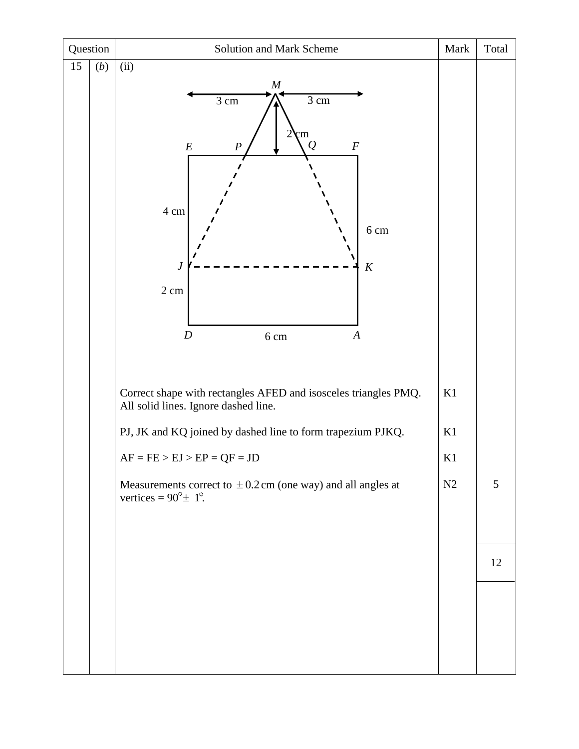| Question | | Solution and Mark Scheme | Mark | Total |
|---|---|---|---|---|
| 15 | (*b*) | (ii) | | |
| | | Correct shape with rectangles AFED and isosceles triangles PMQ. All solid lines. Ignore dashed line. | K1 | |
| | | PJ, JK and KQ joined by dashed line to form trapezium PJKQ. | K1 | |
| | | AF = FE > EJ > EP = QF = JD | K1 | |
| | | Measurements correct to $\pm 0.2$ cm (one way) and all angles at vertices = $90^\circ \pm 1^\circ$. | N2 | 5 |
| | | | | 12 |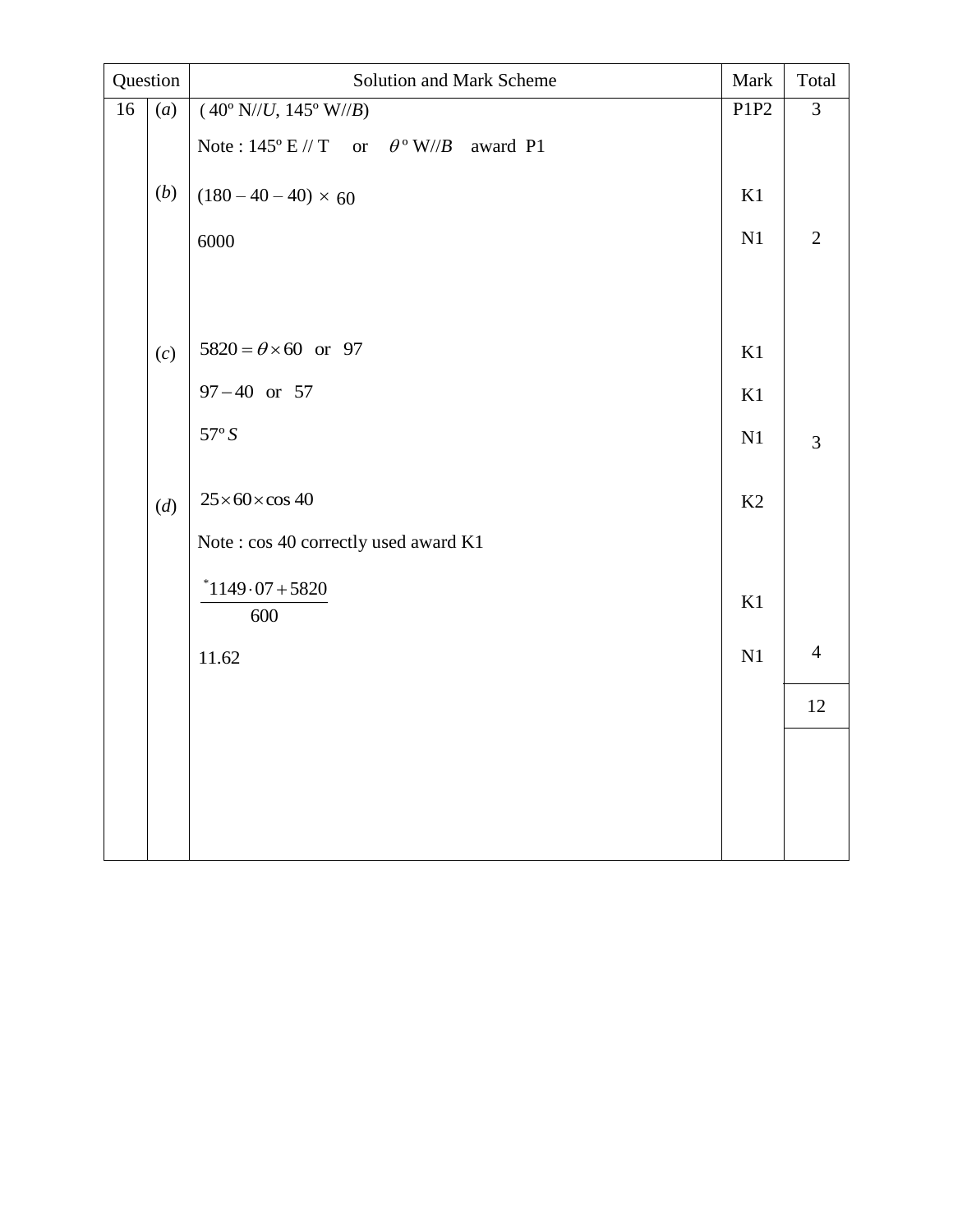| Question | | Solution and Mark Scheme | Mark | Total |
|---|---|---|---|---|
| 16 | (*a*) | ( 40º N//*U*, 145º W//*B*) | P1P2 | 3 |
| | | Note : 145º E // T  or  $\theta$ º W//*B*  award P1 | | |
| | (*b*) | (180 – 40 – 40) × 60 | K1 | |
| | | 6000 | N1 | 2 |
| | (*c*) | $5820 = \theta \times 60$ or 97 | K1 | |
| | | $97 - 40$ or 57 | K1 | |
| | | 57º *S* | N1 | 3 |
| | (*d*) | $25 \times 60 \times \cos 40$ | K2 | |
| | | Note : cos 40 correctly used award K1 | | |
| | | $\dfrac{{}^{*}1149 \cdot 07 + 5820}{600}$ | K1 | |
| | | 11.62 | N1 | 4 |
| | | | | 12 |